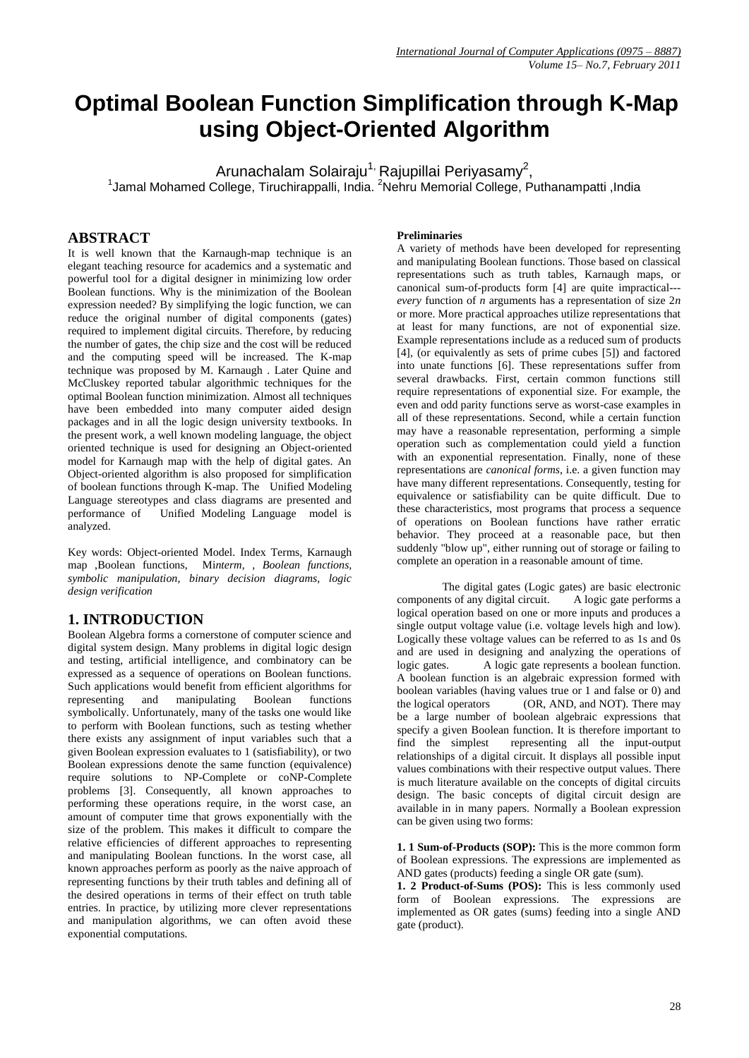// Optimal Boolean Function Simplification through K-Map using Object-Oriented Algorithm

# Optimal Boolean Function Simplification through K-Map using Object-Oriented Algorithm

Arunachalam Solairaju[1], Rajupillai Periyasamy[2],

[1]Jamal Mohamed College, Tiruchirappalli, India. [2]Nehru Memorial College, Puthanampatti ,India

## ABSTRACT

It is well known that the Karnaugh-map technique is an elegant teaching resource for academics and a systematic and powerful tool for a digital designer in minimizing low order Boolean functions. Why is the minimization of the Boolean expression needed? By simplifying the logic function, we can reduce the original number of digital components (gates) required to implement digital circuits. Therefore, by reducing the number of gates, the chip size and the cost will be reduced and the computing speed will be increased. The K-map technique was proposed by M. Karnaugh . Later Quine and McCluskey reported tabular algorithmic techniques for the optimal Boolean function minimization. Almost all techniques have been embedded into many computer aided design packages and in all the logic design university textbooks. In the present work, a well known modeling language, the object oriented technique is used for designing an Object-oriented model for Karnaugh map with the help of digital gates. An Object-oriented algorithm is also proposed for simplification of boolean functions through K-map. The Unified Modeling Language stereotypes and class diagrams are presented and performance of Unified Modeling Language model is analyzed.

Key words: Object-oriented Model. Index Terms, Karnaugh map ,Boolean functions, M*interm*, , *Boolean functions, symbolic manipulation, binary decision diagrams, logic design verification*

## 1. INTRODUCTION

Boolean Algebra forms a cornerstone of computer science and digital system design. Many problems in digital logic design and testing, artificial intelligence, and combinatory can be expressed as a sequence of operations on Boolean functions. Such applications would benefit from efficient algorithms for representing and manipulating Boolean functions symbolically. Unfortunately, many of the tasks one would like to perform with Boolean functions, such as testing whether there exists any assignment of input variables such that a given Boolean expression evaluates to 1 (satisfiability), or two Boolean expressions denote the same function (equivalence) require solutions to NP-Complete or coNP-Complete problems [3]. Consequently, all known approaches to performing these operations require, in the worst case, an amount of computer time that grows exponentially with the size of the problem. This makes it difficult to compare the relative efficiencies of different approaches to representing and manipulating Boolean functions. In the worst case, all known approaches perform as poorly as the naive approach of representing functions by their truth tables and defining all of the desired operations in terms of their effect on truth table entries. In practice, by utilizing more clever representations and manipulation algorithms, we can often avoid these exponential computations.

**Preliminaries**

A variety of methods have been developed for representing and manipulating Boolean functions. Those based on classical representations such as truth tables, Karnaugh maps, or canonical sum-of-products form [4] are quite impractical---*every* function of *n* arguments has a representation of size 2*n* or more. More practical approaches utilize representations that at least for many functions, are not of exponential size. Example representations include as a reduced sum of products [4], (or equivalently as sets of prime cubes [5]) and factored into unate functions [6]. These representations suffer from several drawbacks. First, certain common functions still require representations of exponential size. For example, the even and odd parity functions serve as worst-case examples in all of these representations. Second, while a certain function may have a reasonable representation, performing a simple operation such as complementation could yield a function with an exponential representation. Finally, none of these representations are *canonical forms*, i.e. a given function may have many different representations. Consequently, testing for equivalence or satisfiability can be quite difficult. Due to these characteristics, most programs that process a sequence of operations on Boolean functions have rather erratic behavior. They proceed at a reasonable pace, but then suddenly "blow up", either running out of storage or failing to complete an operation in a reasonable amount of time.

The digital gates (Logic gates) are basic electronic components of any digital circuit. A logic gate performs a logical operation based on one or more inputs and produces a single output voltage value (i.e. voltage levels high and low). Logically these voltage values can be referred to as 1s and 0s and are used in designing and analyzing the operations of logic gates. A logic gate represents a boolean function. A boolean function is an algebraic expression formed with boolean variables (having values true or 1 and false or 0) and the logical operators (OR, AND, and NOT). There may be a large number of boolean algebraic expressions that specify a given Boolean function. It is therefore important to find the simplest representing all the input-output relationships of a digital circuit. It displays all possible input values combinations with their respective output values. There is much literature available on the concepts of digital circuits design. The basic concepts of digital circuit design are available in in many papers. Normally a Boolean expression can be given using two forms:

**1. 1 Sum-of-Products (SOP):** This is the more common form of Boolean expressions. The expressions are implemented as AND gates (products) feeding a single OR gate (sum).

**1. 2 Product-of-Sums (POS):** This is less commonly used form of Boolean expressions. The expressions are implemented as OR gates (sums) feeding into a single AND gate (product).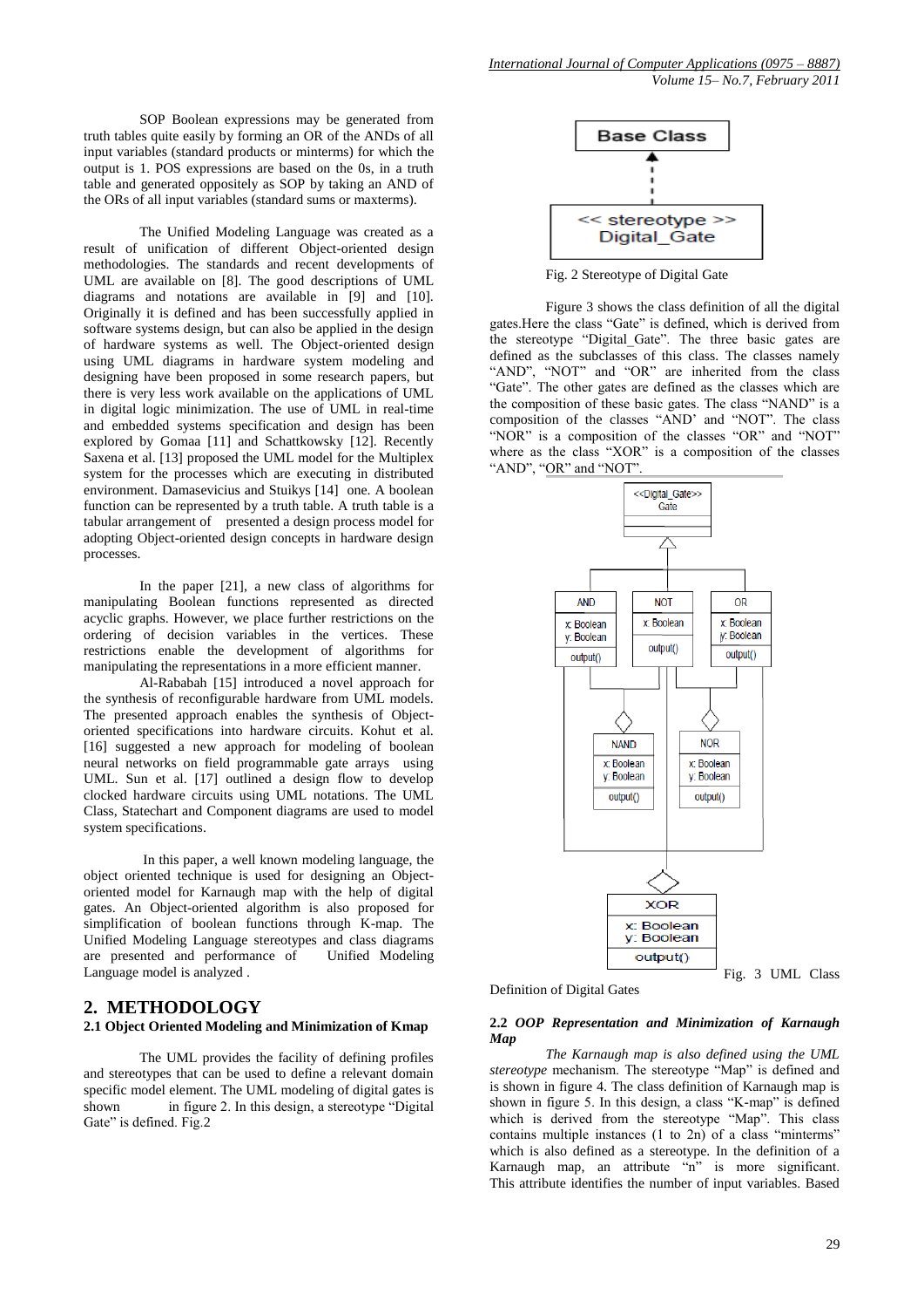SOP Boolean expressions may be generated from truth tables quite easily by forming an OR of the ANDs of all input variables (standard products or minterms) for which the output is 1. POS expressions are based on the 0s, in a truth table and generated oppositely as SOP by taking an AND of the ORs of all input variables (standard sums or maxterms).

The Unified Modeling Language was created as a result of unification of different Object-oriented design methodologies. The standards and recent developments of UML are available on [8]. The good descriptions of UML diagrams and notations are available in [9] and [10]. Originally it is defined and has been successfully applied in software systems design, but can also be applied in the design of hardware systems as well. The Object-oriented design using UML diagrams in hardware system modeling and designing have been proposed in some research papers, but there is very less work available on the applications of UML in digital logic minimization. The use of UML in real-time and embedded systems specification and design has been explored by Gomaa [11] and Schattkowsky [12]. Recently Saxena et al. [13] proposed the UML model for the Multiplex system for the processes which are executing in distributed environment. Damasevicius and Stuikys [14] one. A boolean function can be represented by a truth table. A truth table is a tabular arrangement of presented a design process model for adopting Object-oriented design concepts in hardware design processes.

In the paper [21], a new class of algorithms for manipulating Boolean functions represented as directed acyclic graphs. However, we place further restrictions on the ordering of decision variables in the vertices. These restrictions enable the development of algorithms for manipulating the representations in a more efficient manner.

Al-Rababah [15] introduced a novel approach for the synthesis of reconfigurable hardware from UML models. The presented approach enables the synthesis of Object-oriented specifications into hardware circuits. Kohut et al. [16] suggested a new approach for modeling of boolean neural networks on field programmable gate arrays using UML. Sun et al. [17] outlined a design flow to develop clocked hardware circuits using UML notations. The UML Class, Statechart and Component diagrams are used to model system specifications.

In this paper, a well known modeling language, the object oriented technique is used for designing an Object-oriented model for Karnaugh map with the help of digital gates. An Object-oriented algorithm is also proposed for simplification of boolean functions through K-map. The Unified Modeling Language stereotypes and class diagrams are presented and performance of Unified Modeling Language model is analyzed .

## 2. METHODOLOGY

### 2.1 Object Oriented Modeling and Minimization of Kmap

The UML provides the facility of defining profiles and stereotypes that can be used to define a relevant domain specific model element. The UML modeling of digital gates is shown in figure 2. In this design, a stereotype "Digital Gate" is defined. Fig.2

Base Class

<< stereotype >>
Digital_Gate

Fig. 2 Stereotype of Digital Gate

Figure 3 shows the class definition of all the digital gates.Here the class "Gate" is defined, which is derived from the stereotype "Digital_Gate". The three basic gates are defined as the subclasses of this class. The classes namely "AND", "NOT" and "OR" are inherited from the class "Gate". The other gates are defined as the classes which are the composition of these basic gates. The class "NAND" is a composition of the classes "AND' and "NOT". The class "NOR" is a composition of the classes "OR" and "NOT" where as the class "XOR" is a composition of the classes "AND", "OR" and "NOT".

<<Digital_Gate>>
Gate

AND: x: Boolean, y: Boolean, output()

NOT: x: Boolean, output()

OR: x: Boolean, y: Boolean, output()

NAND: x: Boolean, y: Boolean, output()

NOR: x: Boolean, y: Boolean, output()

XOR: x: Boolean, y: Boolean, output()

Fig. 3 UML Class Definition of Digital Gates

### 2.2 *OOP Representation and Minimization of Karnaugh Map*

*The Karnaugh map is also defined using the UML stereotype* mechanism. The stereotype "Map" is defined and is shown in figure 4. The class definition of Karnaugh map is shown in figure 5. In this design, a class "K-map" is defined which is derived from the stereotype "Map". This class contains multiple instances (1 to 2n) of a class "minterms" which is also defined as a stereotype. In the definition of a Karnaugh map, an attribute "n" is more significant. This attribute identifies the number of input variables. Based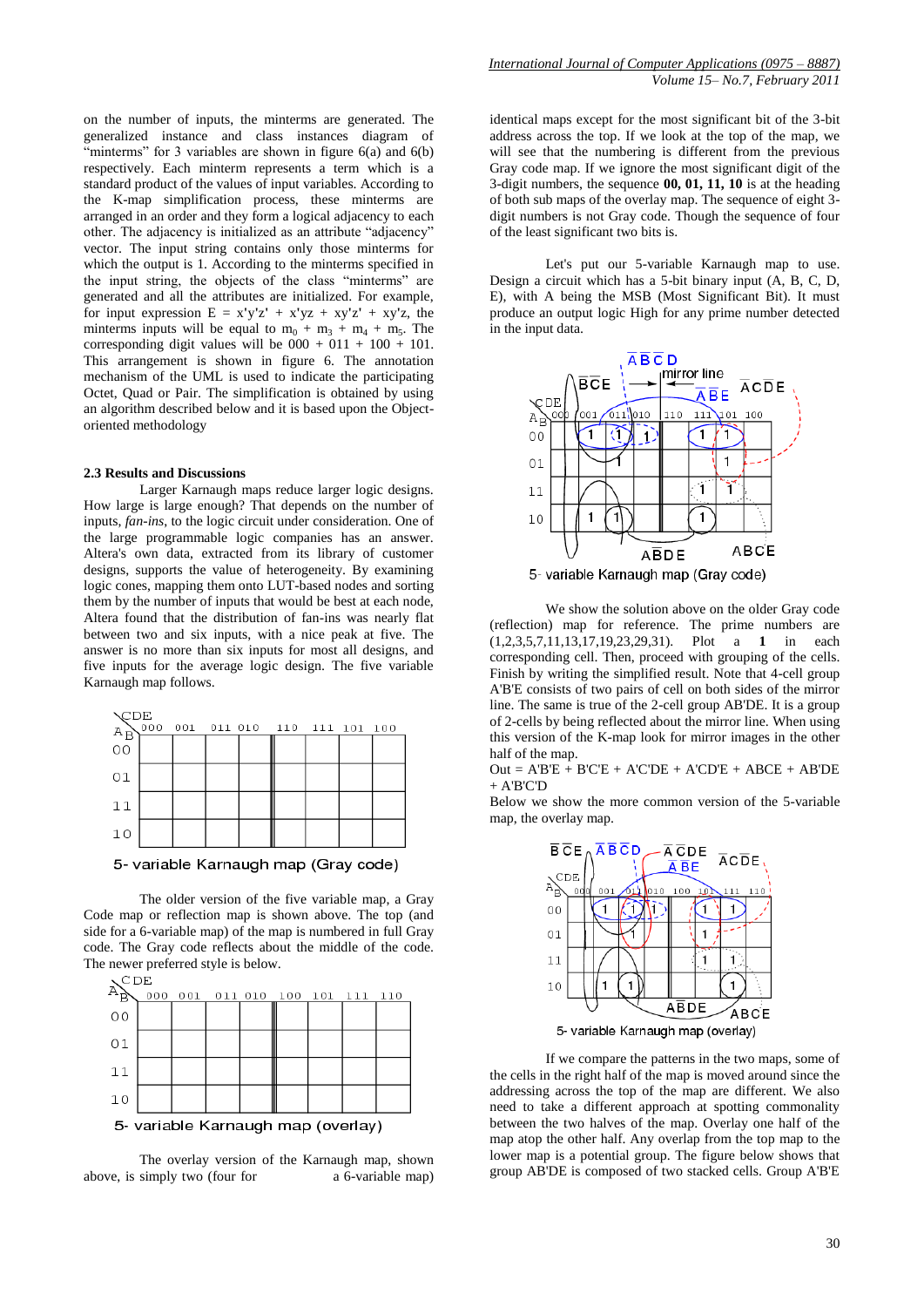on the number of inputs, the minterms are generated. The generalized instance and class instances diagram of "minterms" for 3 variables are shown in figure 6(a) and 6(b) respectively. Each minterm represents a term which is a standard product of the values of input variables. According to the K-map simplification process, these minterms are arranged in an order and they form a logical adjacency to each other. The adjacency is initialized as an attribute "adjacency" vector. The input string contains only those minterms for which the output is 1. According to the minterms specified in the input string, the objects of the class "minterms" are generated and all the attributes are initialized. For example, for input expression E = x'y'z' + x'yz + xy'z' + xy'z, the minterms inputs will be equal to $m_0 + m_3 + m_4 + m_5$. The corresponding digit values will be 000 + 011 + 100 + 101. This arrangement is shown in figure 6. The annotation mechanism of the UML is used to indicate the participating Octet, Quad or Pair. The simplification is obtained by using an algorithm described below and it is based upon the Object-oriented methodology

### 2.3 Results and Discussions

Larger Karnaugh maps reduce larger logic designs. How large is large enough? That depends on the number of inputs, *fan-ins*, to the logic circuit under consideration. One of the large programmable logic companies has an answer. Altera's own data, extracted from its library of customer designs, supports the value of heterogeneity. By examining logic cones, mapping them onto LUT-based nodes and sorting them by the number of inputs that would be best at each node, Altera found that the distribution of fan-ins was nearly flat between two and six inputs, with a nice peak at five. The answer is no more than six inputs for most all designs, and five inputs for the average logic design. The five variable Karnaugh map follows.

| AB \ CDE | 000 | 001 | 011 | 010 | 110 | 111 | 101 | 100 |
|---|---|---|---|---|---|---|---|---|
| 00 | | | | | | | | |
| 01 | | | | | | | | |
| 11 | | | | | | | | |
| 10 | | | | | | | | |

5- variable Karnaugh map (Gray code)

The older version of the five variable map, a Gray Code map or reflection map is shown above. The top (and side for a 6-variable map) of the map is numbered in full Gray code. The Gray code reflects about the middle of the code. The newer preferred style is below.

| AB \ CDE | 000 | 001 | 011 | 010 | 100 | 101 | 111 | 110 |
|---|---|---|---|---|---|---|---|---|
| 00 | | | | | | | | |
| 01 | | | | | | | | |
| 11 | | | | | | | | |
| 10 | | | | | | | | |

5- variable Karnaugh map (overlay)

The overlay version of the Karnaugh map, shown above, is simply two (four for a 6-variable map) identical maps except for the most significant bit of the 3-bit address across the top. If we look at the top of the map, we will see that the numbering is different from the previous Gray code map. If we ignore the most significant digit of the 3-digit numbers, the sequence **00, 01, 11, 10** is at the heading of both sub maps of the overlay map. The sequence of eight 3-digit numbers is not Gray code. Though the sequence of four of the least significant two bits is.

Let's put our 5-variable Karnaugh map to use. Design a circuit which has a 5-bit binary input (A, B, C, D, E), with A being the MSB (Most Significant Bit). It must produce an output logic High for any prime number detected in the input data.

| AB \ CDE | 000 | 001 | 011 | 010 | 110 | 111 | 101 | 100 |
|---|---|---|---|---|---|---|---|---|
| 00 | | 1 | 1 | 1 | | 1 | 1 | |
| 01 | | | 1 | | | | 1 | |
| 11 | | | | | | 1 | 1 | |
| 10 | | 1 | 1 | | | 1 | | |

5- variable Karnaugh map (Gray code)

We show the solution above on the older Gray code (reflection) map for reference. The prime numbers are (1,2,3,5,7,11,13,17,19,23,29,31). Plot a **1** in each corresponding cell. Then, proceed with grouping of the cells. Finish by writing the simplified result. Note that 4-cell group A'B'E consists of two pairs of cell on both sides of the mirror line. The same is true of the 2-cell group AB'DE. It is a group of 2-cells by being reflected about the mirror line. When using this version of the K-map look for mirror images in the other half of the map.

Out = A'B'E + B'C'E + A'C'DE + A'CD'E + ABCE + AB'DE + A'B'C'D

Below we show the more common version of the 5-variable map, the overlay map.

| AB \ CDE | 000 | 001 | 011 | 010 | 100 | 101 | 111 | 110 |
|---|---|---|---|---|---|---|---|---|
| 00 | | 1 | 1 | 1 | | 1 | 1 | |
| 01 | | | 1 | | | 1 | | |
| 11 | | | | | | 1 | 1 | |
| 10 | | 1 | 1 | | | | 1 | |

5- variable Karnaugh map (overlay)

If we compare the patterns in the two maps, some of the cells in the right half of the map is moved around since the addressing across the top of the map are different. We also need to take a different approach at spotting commonality between the two halves of the map. Overlay one half of the map atop the other half. Any overlap from the top map to the lower map is a potential group. The figure below shows that group AB'DE is composed of two stacked cells. Group A'B'E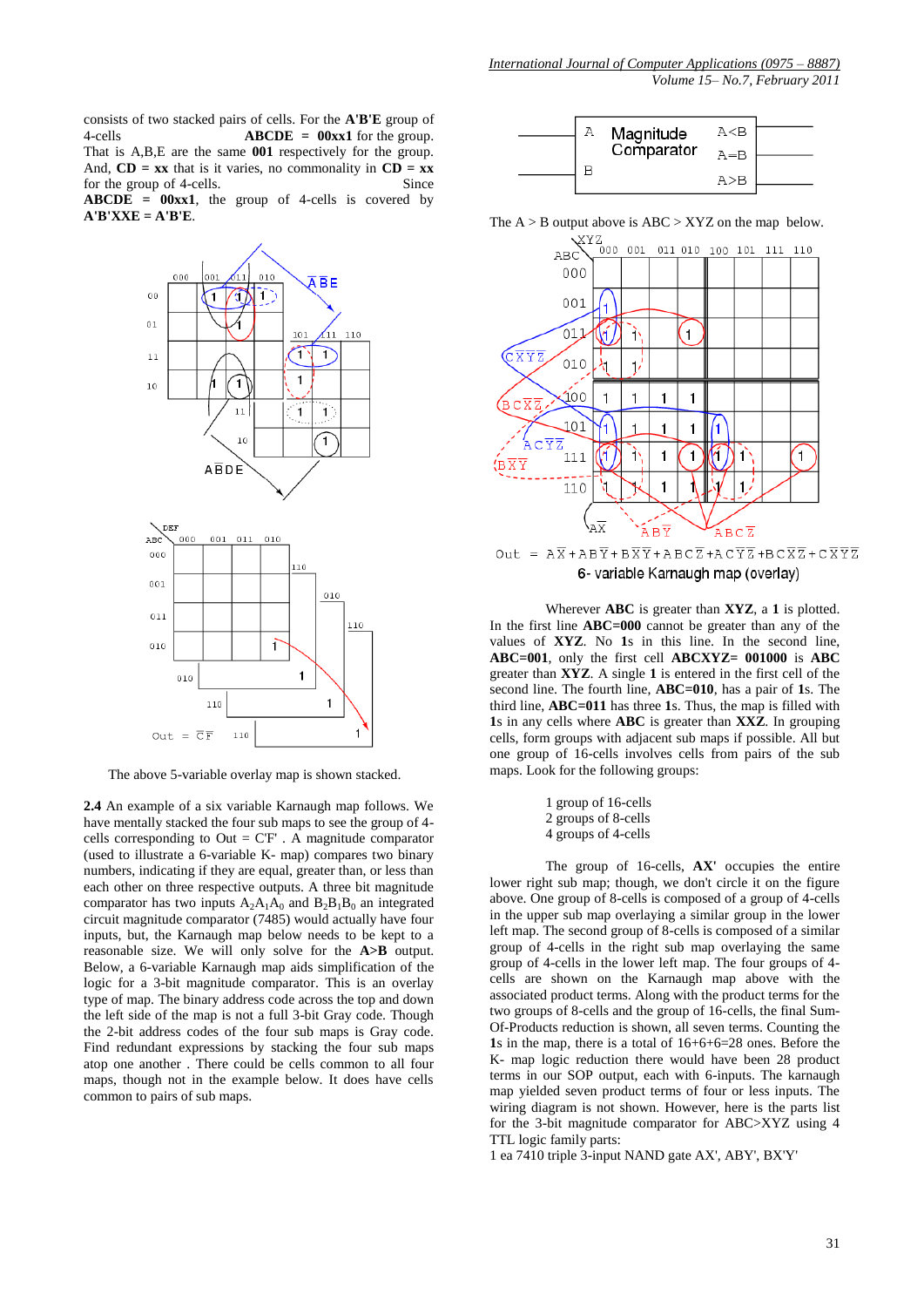consists of two stacked pairs of cells. For the **A'B'E** group of 4-cells **ABCDE = 00xx1** for the group. That is A,B,E are the same **001** respectively for the group. And, **CD = xx** that is it varies, no commonality in **CD = xx** for the group of 4-cells. Since **ABCDE = 00xx1**, the group of 4-cells is covered by **A'B'XXE = A'B'E**.

The above 5-variable overlay map is shown stacked.

**2.4** An example of a six variable Karnaugh map follows. We have mentally stacked the four sub maps to see the group of 4-cells corresponding to Out = C'F' . A magnitude comparator (used to illustrate a 6-variable K- map) compares two binary numbers, indicating if they are equal, greater than, or less than each other on three respective outputs. A three bit magnitude comparator has two inputs $A_2A_1A_0$ and $B_2B_1B_0$ an integrated circuit magnitude comparator (7485) would actually have four inputs, but, the Karnaugh map below needs to be kept to a reasonable size. We will only solve for the **A>B** output. Below, a 6-variable Karnaugh map aids simplification of the logic for a 3-bit magnitude comparator. This is an overlay type of map. The binary address code across the top and down the left side of the map is not a full 3-bit Gray code. Though the 2-bit address codes of the four sub maps is Gray code. Find redundant expressions by stacking the four sub maps atop one another . There could be cells common to all four maps, though not in the example below. It does have cells common to pairs of sub maps.

The A > B output above is ABC > XYZ on the map below.

Out = $A\overline{X} + AB\overline{Y} + B\overline{X}\overline{Y} + ABC\overline{Z} + AC\overline{Y}\overline{Z} + BC\overline{X}\overline{Z} + C\overline{X}\overline{Y}\overline{Z}$

6- variable Karnaugh map (overlay)

Wherever **ABC** is greater than **XYZ**, a **1** is plotted. In the first line **ABC=000** cannot be greater than any of the values of **XYZ**. No **1**s in this line. In the second line, **ABC=001**, only the first cell **ABCXYZ= 001000** is **ABC** greater than **XYZ**. A single **1** is entered in the first cell of the second line. The fourth line, **ABC=010**, has a pair of **1**s. The third line, **ABC=011** has three **1**s. Thus, the map is filled with **1**s in any cells where **ABC** is greater than **XXZ**. In grouping cells, form groups with adjacent sub maps if possible. All but one group of 16-cells involves cells from pairs of the sub maps. Look for the following groups:

- 1 group of 16-cells
- 2 groups of 8-cells
- 4 groups of 4-cells

The group of 16-cells, **AX'** occupies the entire lower right sub map; though, we don't circle it on the figure above. One group of 8-cells is composed of a group of 4-cells in the upper sub map overlaying a similar group in the lower left map. The second group of 8-cells is composed of a similar group of 4-cells in the right sub map overlaying the same group of 4-cells in the lower left map. The four groups of 4-cells are shown on the Karnaugh map above with the associated product terms. Along with the product terms for the two groups of 8-cells and the group of 16-cells, the final Sum-Of-Products reduction is shown, all seven terms. Counting the **1**s in the map, there is a total of 16+6+6=28 ones. Before the K- map logic reduction there would have been 28 product terms in our SOP output, each with 6-inputs. The karnaugh map yielded seven product terms of four or less inputs. The wiring diagram is not shown. However, here is the parts list for the 3-bit magnitude comparator for ABC>XYZ using 4 TTL logic family parts:

1 ea 7410 triple 3-input NAND gate AX', ABY', BX'Y'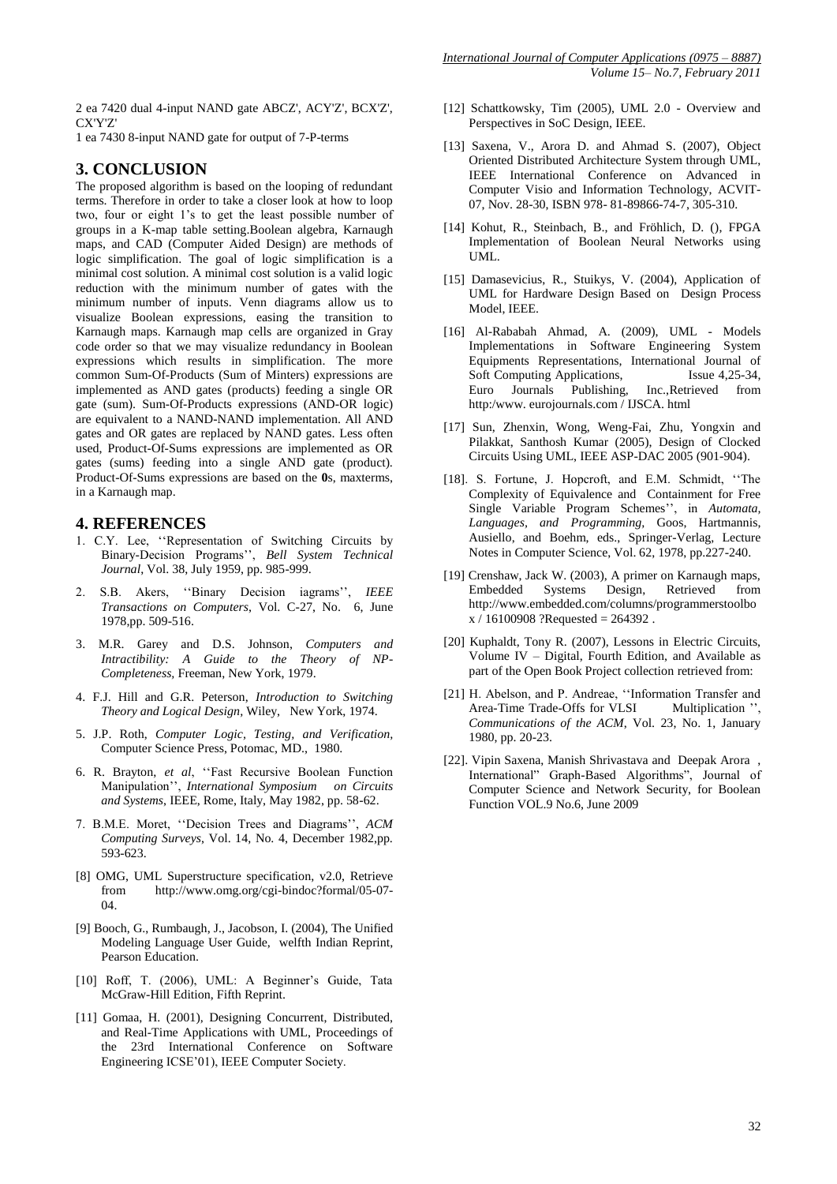2 ea 7420 dual 4-input NAND gate ABCZ', ACY'Z', BCX'Z', CX'Y'Z'

1 ea 7430 8-input NAND gate for output of 7-P-terms

## 3. CONCLUSION

The proposed algorithm is based on the looping of redundant terms. Therefore in order to take a closer look at how to loop two, four or eight 1's to get the least possible number of groups in a K-map table setting.Boolean algebra, Karnaugh maps, and CAD (Computer Aided Design) are methods of logic simplification. The goal of logic simplification is a minimal cost solution. A minimal cost solution is a valid logic reduction with the minimum number of gates with the minimum number of inputs. Venn diagrams allow us to visualize Boolean expressions, easing the transition to Karnaugh maps. Karnaugh map cells are organized in Gray code order so that we may visualize redundancy in Boolean expressions which results in simplification. The more common Sum-Of-Products (Sum of Minters) expressions are implemented as AND gates (products) feeding a single OR gate (sum). Sum-Of-Products expressions (AND-OR logic) are equivalent to a NAND-NAND implementation. All AND gates and OR gates are replaced by NAND gates. Less often used, Product-Of-Sums expressions are implemented as OR gates (sums) feeding into a single AND gate (product). Product-Of-Sums expressions are based on the **0**s, maxterms, in a Karnaugh map.

## 4. REFERENCES

1. C.Y. Lee, ''Representation of Switching Circuits by Binary-Decision Programs'', *Bell System Technical Journal*, Vol. 38, July 1959, pp. 985-999.
2. S.B. Akers, ''Binary Decision iagrams'', *IEEE Transactions on Computers*, Vol. C-27, No. 6, June 1978,pp. 509-516.
3. M.R. Garey and D.S. Johnson, *Computers and Intractibility: A Guide to the Theory of NP-Completeness*, Freeman, New York, 1979.
4. F.J. Hill and G.R. Peterson, *Introduction to Switching Theory and Logical Design*, Wiley, New York, 1974.
5. J.P. Roth, *Computer Logic, Testing, and Verification*, Computer Science Press, Potomac, MD., 1980.
6. R. Brayton, *et al*, ''Fast Recursive Boolean Function Manipulation'', *International Symposium on Circuits and Systems*, IEEE, Rome, Italy, May 1982, pp. 58-62.
7. B.M.E. Moret, ''Decision Trees and Diagrams'', *ACM Computing Surveys*, Vol. 14, No. 4, December 1982,pp. 593-623.

[8] OMG, UML Superstructure specification, v2.0, Retrieve from http://www.omg.org/cgi-bindoc?formal/05-07-04.

[9] Booch, G., Rumbaugh, J., Jacobson, I. (2004), The Unified Modeling Language User Guide, welfth Indian Reprint, Pearson Education.

[10] Roff, T. (2006), UML: A Beginner's Guide, Tata McGraw-Hill Edition, Fifth Reprint.

[11] Gomaa, H. (2001), Designing Concurrent, Distributed, and Real-Time Applications with UML, Proceedings of the 23rd International Conference on Software Engineering ICSE'01), IEEE Computer Society.

[12] Schattkowsky, Tim (2005), UML 2.0 - Overview and Perspectives in SoC Design, IEEE.

[13] Saxena, V., Arora D. and Ahmad S. (2007), Object Oriented Distributed Architecture System through UML, IEEE International Conference on Advanced in Computer Visio and Information Technology, ACVIT-07, Nov. 28-30, ISBN 978- 81-89866-74-7, 305-310.

[14] Kohut, R., Steinbach, B., and Fröhlich, D. (), FPGA Implementation of Boolean Neural Networks using UML.

[15] Damasevicius, R., Stuikys, V. (2004), Application of UML for Hardware Design Based on Design Process Model, IEEE.

[16] Al-Rababah Ahmad, A. (2009), UML - Models Implementations in Software Engineering System Equipments Representations, International Journal of Soft Computing Applications, Issue 4,25-34, Euro Journals Publishing, Inc.,Retrieved from http:/www. eurojournals.com / IJSCA. html

[17] Sun, Zhenxin, Wong, Weng-Fai, Zhu, Yongxin and Pilakkat, Santhosh Kumar (2005), Design of Clocked Circuits Using UML, IEEE ASP-DAC 2005 (901-904).

[18]. S. Fortune, J. Hopcroft, and E.M. Schmidt, ''The Complexity of Equivalence and Containment for Free Single Variable Program Schemes'', in *Automata, Languages, and Programming*, Goos, Hartmannis, Ausiello, and Boehm, eds., Springer-Verlag, Lecture Notes in Computer Science, Vol. 62, 1978, pp.227-240.

[19] Crenshaw, Jack W. (2003), A primer on Karnaugh maps, Embedded Systems Design, Retrieved from http://www.embedded.com/columns/programmerstoolbox / 16100908 ?Requested = 264392 .

[20] Kuphaldt, Tony R. (2007), Lessons in Electric Circuits, Volume IV – Digital, Fourth Edition, and Available as part of the Open Book Project collection retrieved from:

[21] H. Abelson, and P. Andreae, ''Information Transfer and Area-Time Trade-Offs for VLSI Multiplication '', *Communications of the ACM*, Vol. 23, No. 1, January 1980, pp. 20-23.

[22]. Vipin Saxena, Manish Shrivastava and Deepak Arora , International" Graph-Based Algorithms", Journal of Computer Science and Network Security, for Boolean Function VOL.9 No.6, June 2009